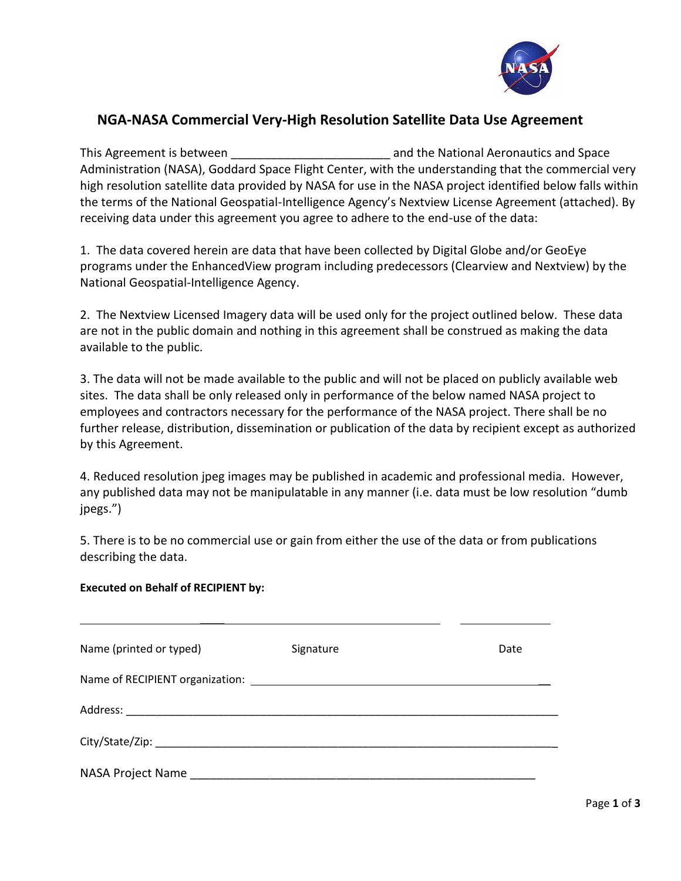# NGA-NASA Commercial Very-High Resolution Satellite Data Use Agreement

This Agreement is between ________________________ and the National Aeronautics and Space Administration (NASA), Goddard Space Flight Center, with the understanding that the commercial very high resolution satellite data provided by NASA for use in the NASA project identified below falls within the terms of the National Geospatial-Intelligence Agency's Nextview License Agreement (attached). By receiving data under this agreement you agree to adhere to the end-use of the data:

1. The data covered herein are data that have been collected by Digital Globe and/or GeoEye programs under the EnhancedView program including predecessors (Clearview and Nextview) by the National Geospatial-Intelligence Agency.

2. The Nextview Licensed Imagery data will be used only for the project outlined below. These data are not in the public domain and nothing in this agreement shall be construed as making the data available to the public.

3. The data will not be made available to the public and will not be placed on publicly available web sites. The data shall be only released only in performance of the below named NASA project to employees and contractors necessary for the performance of the NASA project. There shall be no further release, distribution, dissemination or publication of the data by recipient except as authorized by this Agreement.

4. Reduced resolution jpeg images may be published in academic and professional media. However, any published data may not be manipulatable in any manner (i.e. data must be low resolution "dumb jpegs.")

5. There is to be no commercial use or gain from either the use of the data or from publications describing the data.

**Executed on Behalf of RECIPIENT by:**

________________________________________________ ______________

Name (printed or typed) Signature Date

Name of RECIPIENT organization: ______________________________________________

Address: ________________________________________________________________________

City/State/Zip: ___________________________________________________________________

NASA Project Name _______________________________________________________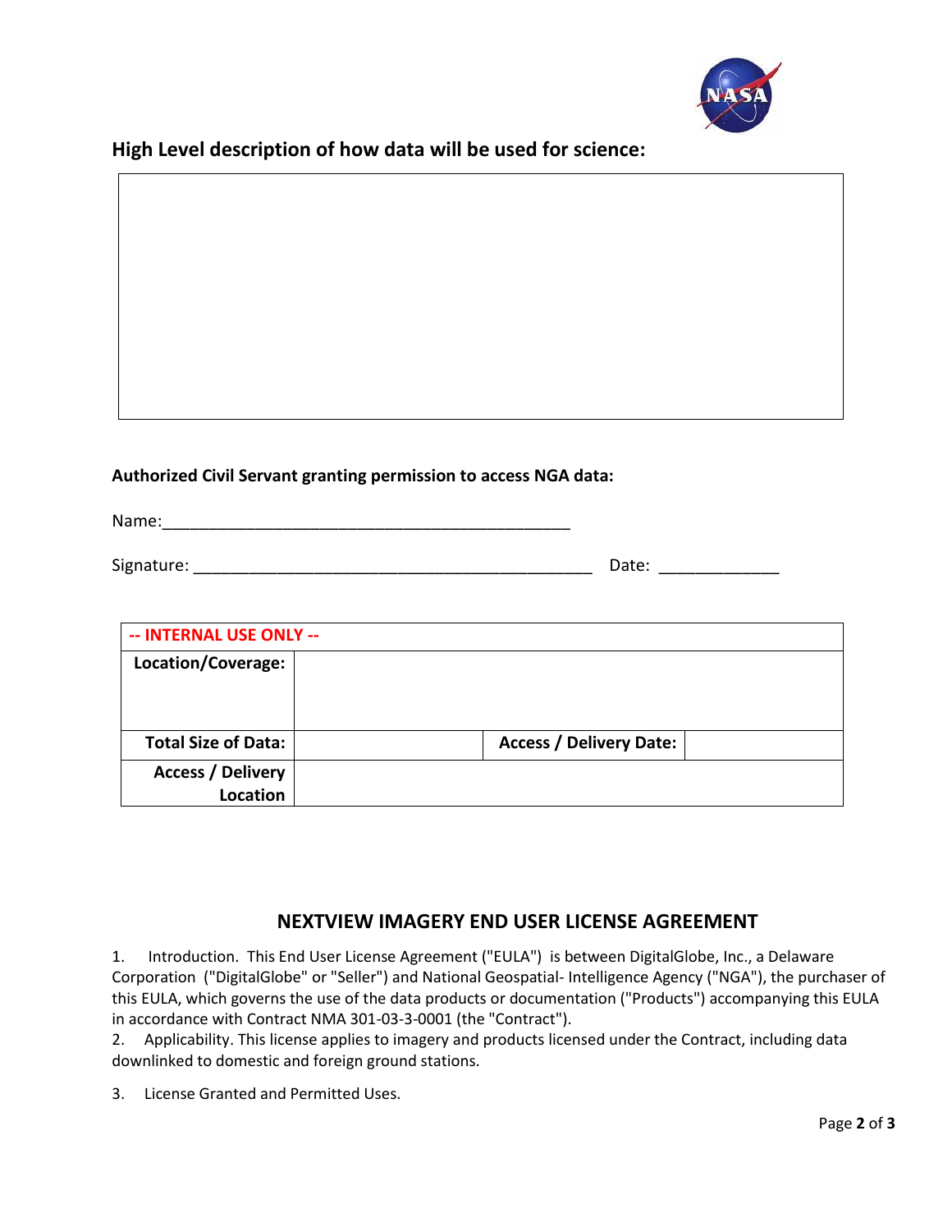## High Level description of how data will be used for science:

| |
|---|
| |

**Authorized Civil Servant granting permission to access NGA data:**

Name:_____________________________________________

Signature: ____________________________________________ Date: _____________

| -- INTERNAL USE ONLY -- | | | |
|---|---|---|---|
| **Location/Coverage:** | | | |
| **Total Size of Data:** | | **Access / Delivery Date:** | |
| **Access / Delivery Location** | | | |

## NEXTVIEW IMAGERY END USER LICENSE AGREEMENT

1. Introduction. This End User License Agreement ("EULA") is between DigitalGlobe, Inc., a Delaware Corporation ("DigitalGlobe" or "Seller") and National Geospatial- Intelligence Agency ("NGA"), the purchaser of this EULA, which governs the use of the data products or documentation ("Products") accompanying this EULA in accordance with Contract NMA 301-03-3-0001 (the "Contract").
2. Applicability. This license applies to imagery and products licensed under the Contract, including data downlinked to domestic and foreign ground stations.

3. License Granted and Permitted Uses.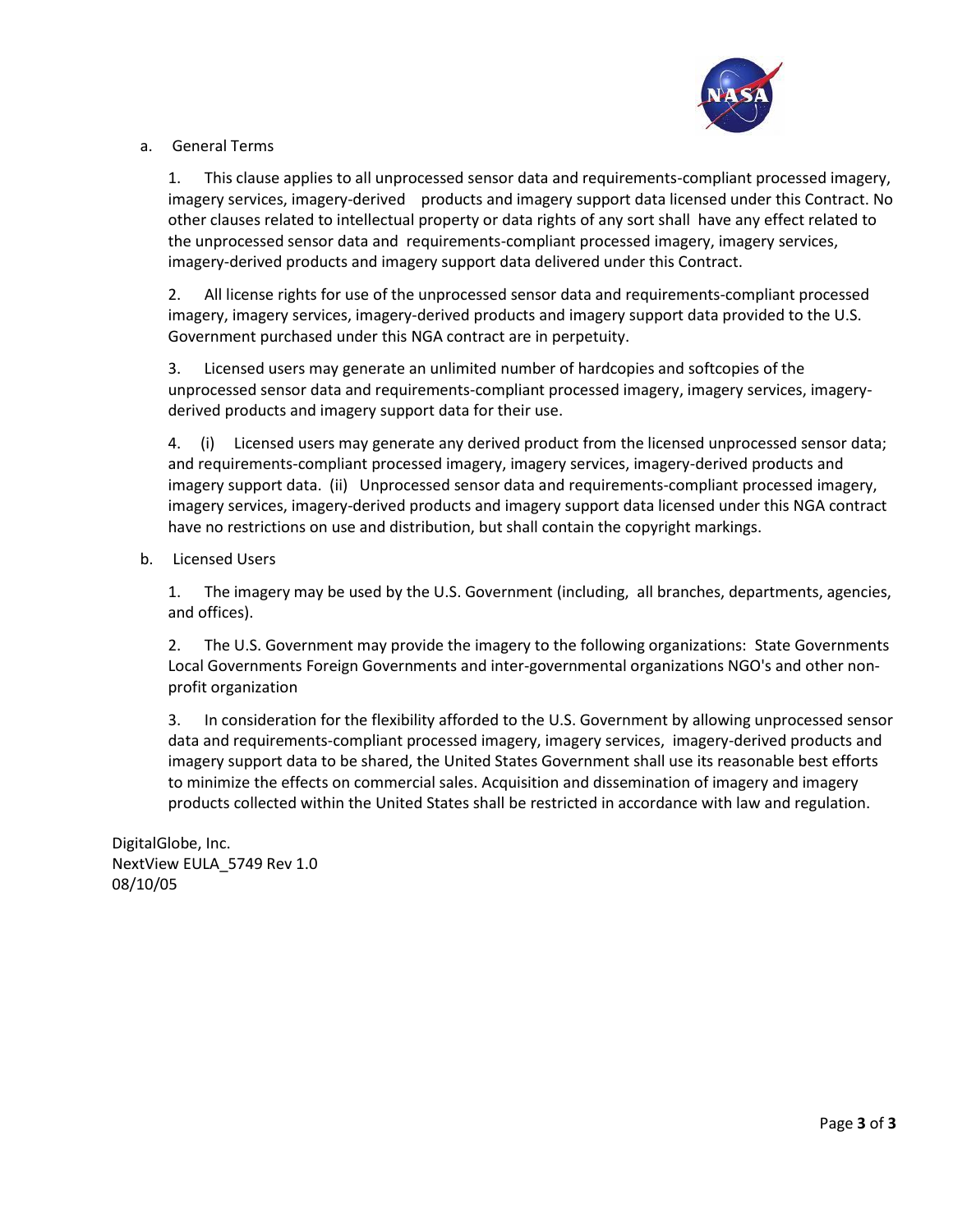a. General Terms

1. This clause applies to all unprocessed sensor data and requirements-compliant processed imagery, imagery services, imagery-derived products and imagery support data licensed under this Contract. No other clauses related to intellectual property or data rights of any sort shall have any effect related to the unprocessed sensor data and requirements-compliant processed imagery, imagery services, imagery-derived products and imagery support data delivered under this Contract.

2. All license rights for use of the unprocessed sensor data and requirements-compliant processed imagery, imagery services, imagery-derived products and imagery support data provided to the U.S. Government purchased under this NGA contract are in perpetuity.

3. Licensed users may generate an unlimited number of hardcopies and softcopies of the unprocessed sensor data and requirements-compliant processed imagery, imagery services, imagery-derived products and imagery support data for their use.

4. (i) Licensed users may generate any derived product from the licensed unprocessed sensor data; and requirements-compliant processed imagery, imagery services, imagery-derived products and imagery support data. (ii) Unprocessed sensor data and requirements-compliant processed imagery, imagery services, imagery-derived products and imagery support data licensed under this NGA contract have no restrictions on use and distribution, but shall contain the copyright markings.

b. Licensed Users

1. The imagery may be used by the U.S. Government (including, all branches, departments, agencies, and offices).

2. The U.S. Government may provide the imagery to the following organizations: State Governments Local Governments Foreign Governments and inter-governmental organizations NGO's and other non-profit organization

3. In consideration for the flexibility afforded to the U.S. Government by allowing unprocessed sensor data and requirements-compliant processed imagery, imagery services, imagery-derived products and imagery support data to be shared, the United States Government shall use its reasonable best efforts to minimize the effects on commercial sales. Acquisition and dissemination of imagery and imagery products collected within the United States shall be restricted in accordance with law and regulation.

DigitalGlobe, Inc.
NextView EULA_5749 Rev 1.0
08/10/05